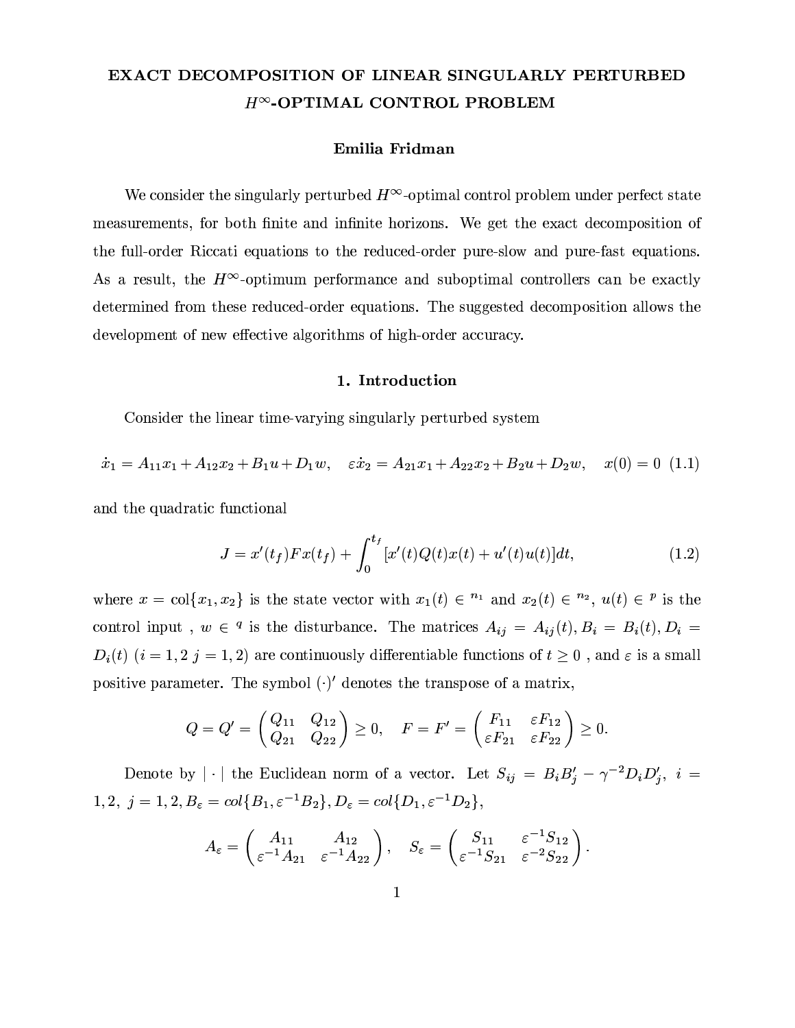# EXACT DECOMPOSITION OF LINEAR SINGULARLY PERTURBED $H^\infty$-OPTIMAL CONTROL PROBLEM

**Emilia Fridman**

We consider the singularly perturbed $H^\infty$-optimal control problem under perfect state measurements, for both finite and infinite horizons. We get the exact decomposition of the full-order Riccati equations to the reduced-order pure-slow and pure-fast equations. As a result, the $H^\infty$-optimum performance and suboptimal controllers can be exactly determined from these reduced-order equations. The suggested decomposition allows the development of new effective algorithms of high-order accuracy.

## 1. Introduction

Consider the linear time-varying singularly perturbed system

$$\dot{x}_1 = A_{11}x_1 + A_{12}x_2 + B_1 u + D_1 w, \quad \varepsilon\dot{x}_2 = A_{21}x_1 + A_{22}x_2 + B_2 u + D_2 w, \quad x(0) = 0 \quad (1.1)$$

and the quadratic functional

$$J = x'(t_f)Fx(t_f) + \int_0^{t_f} [x'(t)Q(t)x(t) + u'(t)u(t)]dt, \quad (1.2)$$

where $x = \text{col}\{x_1, x_2\}$ is the state vector with $x_1(t) \in {}^{n_1}$ and $x_2(t) \in {}^{n_2}$, $u(t) \in {}^{p}$ is the control input , $w \in {}^{q}$ is the disturbance. The matrices $A_{ij} = A_{ij}(t), B_i = B_i(t), D_i = D_i(t)$ $(i = 1, 2\ j = 1, 2)$ are continuously differentiable functions of $t \geq 0$ , and $\varepsilon$ is a small positive parameter. The symbol $(\cdot)'$ denotes the transpose of a matrix,

$$Q = Q' = \begin{pmatrix} Q_{11} & Q_{12} \\ Q_{21} & Q_{22} \end{pmatrix} \geq 0, \quad F = F' = \begin{pmatrix} F_{11} & \varepsilon F_{12} \\ \varepsilon F_{21} & \varepsilon F_{22} \end{pmatrix} \geq 0.$$

Denote by $|\cdot|$ the Euclidean norm of a vector. Let $S_{ij} = B_i B_j' - \gamma^{-2} D_i D_j',\ i = 1, 2,\ j = 1, 2, B_\varepsilon = col\{B_1, \varepsilon^{-1}B_2\}, D_\varepsilon = col\{D_1, \varepsilon^{-1}D_2\}$,

$$A_\varepsilon = \begin{pmatrix} A_{11} & A_{12} \\ \varepsilon^{-1}A_{21} & \varepsilon^{-1}A_{22} \end{pmatrix}, \quad S_\varepsilon = \begin{pmatrix} S_{11} & \varepsilon^{-1}S_{12} \\ \varepsilon^{-1}S_{21} & \varepsilon^{-2}S_{22} \end{pmatrix}.$$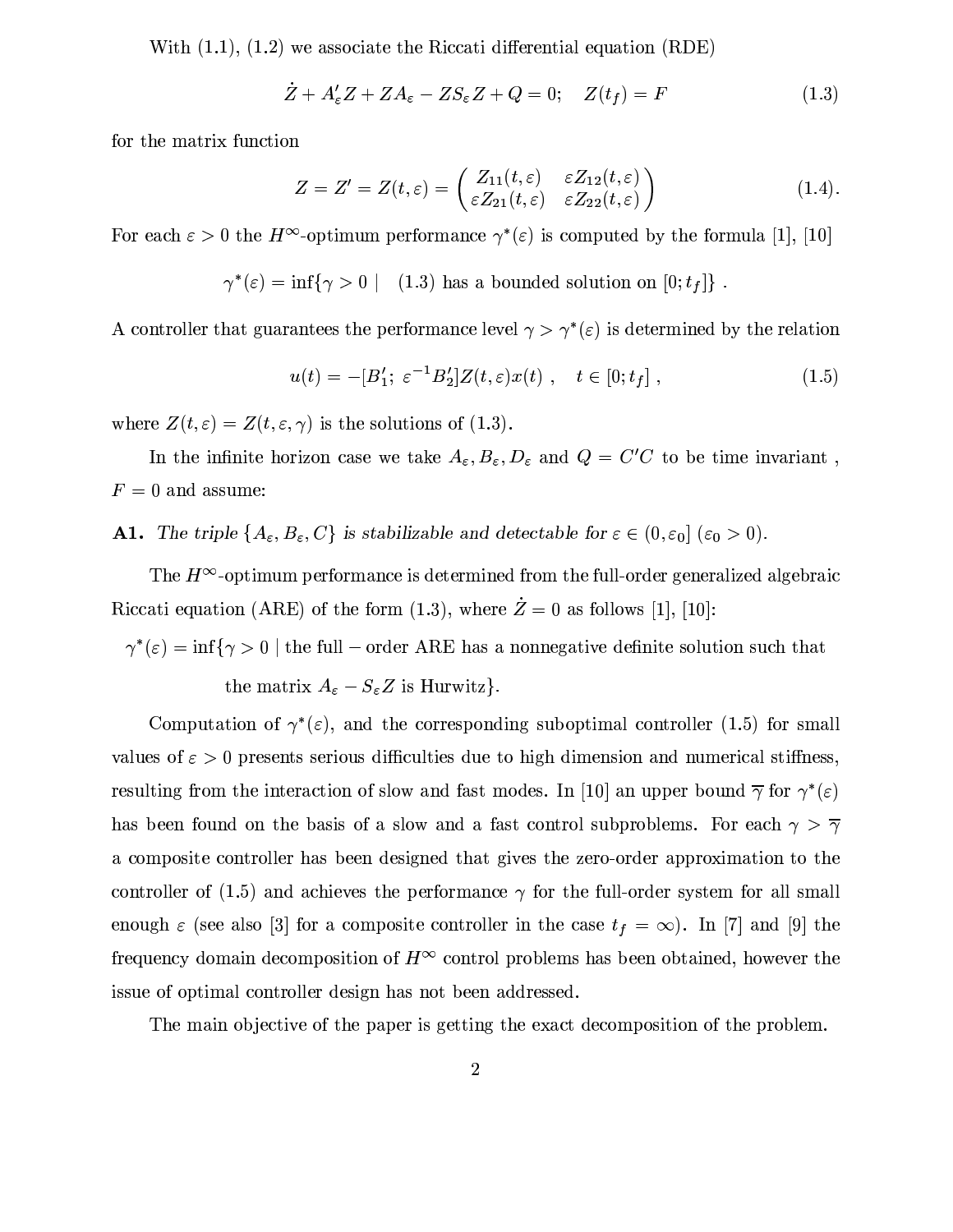With (1.1), (1.2) we associate the Riccati differential equation (RDE)

$$\dot{Z} + A_\varepsilon' Z + Z A_\varepsilon - Z S_\varepsilon Z + Q = 0; \quad Z(t_f) = F \tag{1.3}$$

for the matrix function

$$Z = Z' = Z(t,\varepsilon) = \begin{pmatrix} Z_{11}(t,\varepsilon) & \varepsilon Z_{12}(t,\varepsilon) \\ \varepsilon Z_{21}(t,\varepsilon) & \varepsilon Z_{22}(t,\varepsilon) \end{pmatrix} \tag{1.4}$$

For each $\varepsilon > 0$ the $H^\infty$-optimum performance $\gamma^*(\varepsilon)$ is computed by the formula [1], [10]

$$\gamma^*(\varepsilon) = \inf\{\gamma > 0 \mid \quad (1.3) \text{ has a bounded solution on } [0; t_f]\} \; .$$

A controller that guarantees the performance level $\gamma > \gamma^*(\varepsilon)$ is determined by the relation

$$u(t) = -[B_1'; \; \varepsilon^{-1} B_2'] Z(t,\varepsilon) x(t) \; , \quad t \in [0; t_f] \; , \tag{1.5}$$

where $Z(t,\varepsilon) = Z(t,\varepsilon,\gamma)$ is the solutions of (1.3).

In the infinite horizon case we take $A_\varepsilon, B_\varepsilon, D_\varepsilon$ and $Q = C'C$ to be time invariant , $F = 0$ and assume:

**A1.** *The triple $\{A_\varepsilon, B_\varepsilon, C\}$ is stabilizable and detectable for $\varepsilon \in (0, \varepsilon_0]$ ($\varepsilon_0 > 0$).*

The $H^\infty$-optimum performance is determined from the full-order generalized algebraic Riccati equation (ARE) of the form (1.3), where $\dot{Z} = 0$ as follows [1], [10]:

$$\gamma^*(\varepsilon) = \inf\{\gamma > 0 \mid \text{the full} - \text{order ARE has a nonnegative definite solution such that the matrix } A_\varepsilon - S_\varepsilon Z \text{ is Hurwitz}\}.$$

Computation of $\gamma^*(\varepsilon)$, and the corresponding suboptimal controller (1.5) for small values of $\varepsilon > 0$ presents serious difficulties due to high dimension and numerical stiffness, resulting from the interaction of slow and fast modes. In [10] an upper bound $\overline{\gamma}$ for $\gamma^*(\varepsilon)$ has been found on the basis of a slow and a fast control subproblems. For each $\gamma > \overline{\gamma}$ a composite controller has been designed that gives the zero-order approximation to the controller of (1.5) and achieves the performance $\gamma$ for the full-order system for all small enough $\varepsilon$ (see also [3] for a composite controller in the case $t_f = \infty$). In [7] and [9] the frequency domain decomposition of $H^\infty$ control problems has been obtained, however the issue of optimal controller design has not been addressed.

The main objective of the paper is getting the exact decomposition of the problem.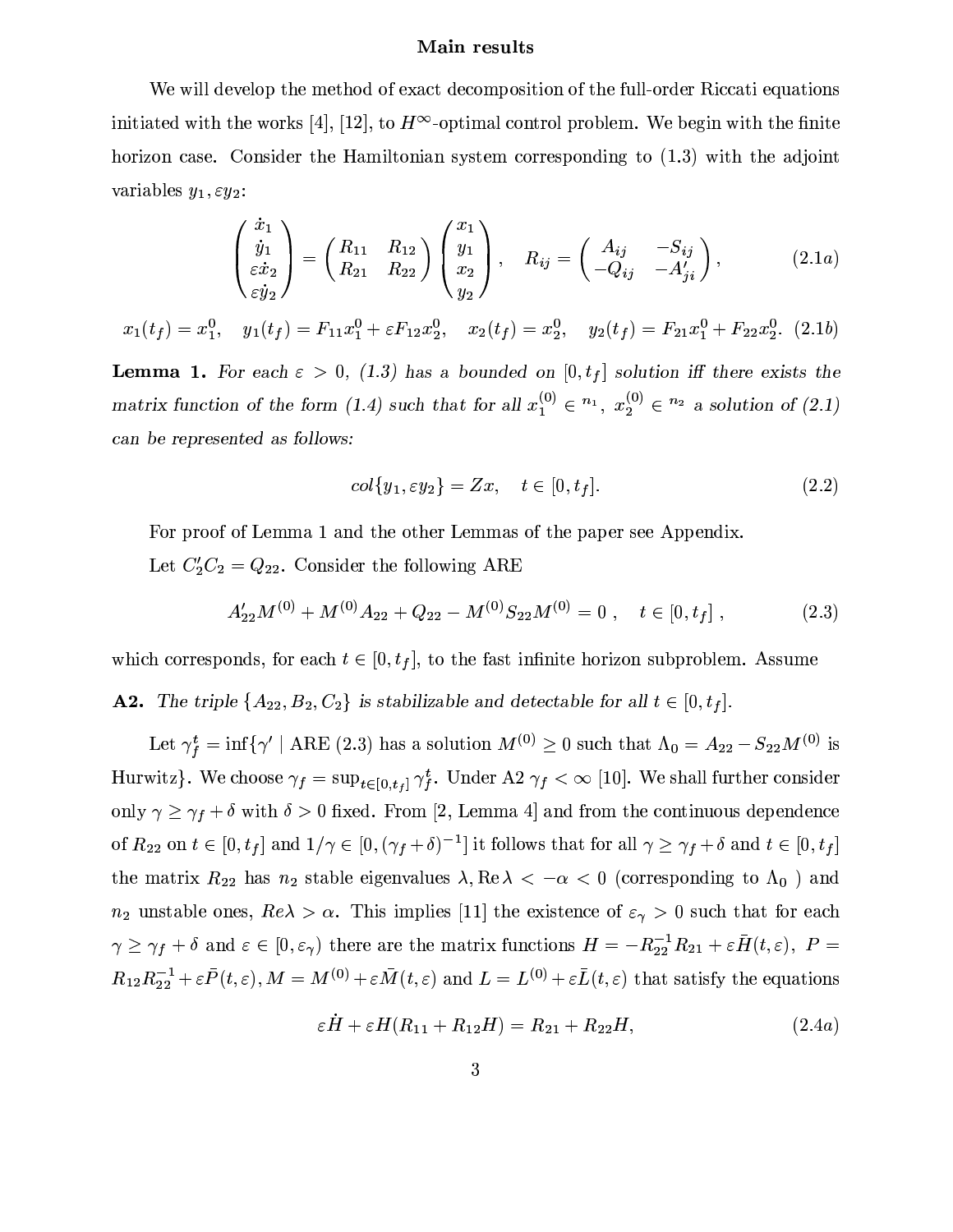## Main results

We will develop the method of exact decomposition of the full-order Riccati equations initiated with the works [4], [12], to $H^\infty$-optimal control problem. We begin with the finite horizon case. Consider the Hamiltonian system corresponding to (1.3) with the adjoint variables $y_1, \varepsilon y_2$:

$$\begin{pmatrix} \dot{x}_1 \\ \dot{y}_1 \\ \varepsilon\dot{x}_2 \\ \varepsilon\dot{y}_2 \end{pmatrix} = \begin{pmatrix} R_{11} & R_{12} \\ R_{21} & R_{22} \end{pmatrix} \begin{pmatrix} x_1 \\ y_1 \\ x_2 \\ y_2 \end{pmatrix}, \quad R_{ij} = \begin{pmatrix} A_{ij} & -S_{ij} \\ -Q_{ij} & -A'_{ji} \end{pmatrix}, \tag{2.1a}$$

$$x_1(t_f) = x_1^0, \quad y_1(t_f) = F_{11}x_1^0 + \varepsilon F_{12}x_2^0, \quad x_2(t_f) = x_2^0, \quad y_2(t_f) = F_{21}x_1^0 + F_{22}x_2^0. \tag{2.1b}$$

**Lemma 1.** *For each $\varepsilon > 0$, (1.3) has a bounded on $[0, t_f]$ solution iff there exists the matrix function of the form (1.4) such that for all $x_1^{(0)} \in {}^{n_1}$, $x_2^{(0)} \in {}^{n_2}$ a solution of (2.1) can be represented as follows:*

$$col\{y_1, \varepsilon y_2\} = Zx, \quad t \in [0, t_f]. \tag{2.2}$$

For proof of Lemma 1 and the other Lemmas of the paper see Appendix.

Let $C_2'C_2 = Q_{22}$. Consider the following ARE

$$A_{22}'M^{(0)} + M^{(0)}A_{22} + Q_{22} - M^{(0)}S_{22}M^{(0)} = 0\ , \quad t \in [0, t_f]\ , \tag{2.3}$$

which corresponds, for each $t \in [0, t_f]$, to the fast infinite horizon subproblem. Assume

**A2.** *The triple $\{A_{22}, B_2, C_2\}$ is stabilizable and detectable for all $t \in [0, t_f]$.*

Let $\gamma_f^t = \inf\{\gamma' \mid$ ARE (2.3) has a solution $M^{(0)} \geq 0$ such that $\Lambda_0 = A_{22} - S_{22}M^{(0)}$ is Hurwitz$\}$. We choose $\gamma_f = \sup_{t\in[0,t_f]} \gamma_f^t$. Under A2 $\gamma_f < \infty$ [10]. We shall further consider only $\gamma \geq \gamma_f + \delta$ with $\delta > 0$ fixed. From [2, Lemma 4] and from the continuous dependence of $R_{22}$ on $t \in [0, t_f]$ and $1/\gamma \in [0, (\gamma_f + \delta)^{-1}]$ it follows that for all $\gamma \geq \gamma_f + \delta$ and $t \in [0, t_f]$ the matrix $R_{22}$ has $n_2$ stable eigenvalues $\lambda, \mathrm{Re}\,\lambda < -\alpha < 0$ (corresponding to $\Lambda_0$ ) and $n_2$ unstable ones, $Re\lambda > \alpha$. This implies [11] the existence of $\varepsilon_\gamma > 0$ such that for each $\gamma \geq \gamma_f + \delta$ and $\varepsilon \in [0, \varepsilon_\gamma)$ there are the matrix functions $H = -R_{22}^{-1}R_{21} + \varepsilon\bar{H}(t, \varepsilon)$, $P = R_{12}R_{22}^{-1} + \varepsilon\bar{P}(t, \varepsilon)$, $M = M^{(0)} + \varepsilon\bar{M}(t, \varepsilon)$ and $L = L^{(0)} + \varepsilon\bar{L}(t, \varepsilon)$ that satisfy the equations

$$\varepsilon\dot{H} + \varepsilon H(R_{11} + R_{12}H) = R_{21} + R_{22}H, \tag{2.4a}$$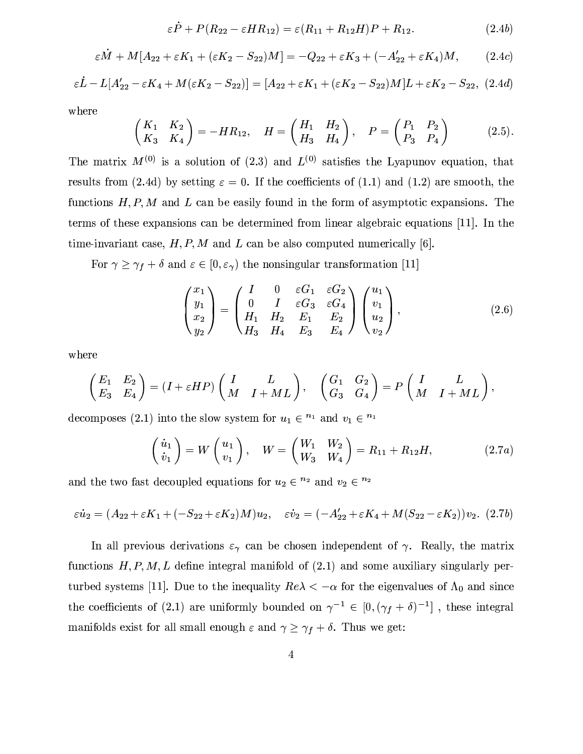$$\varepsilon \dot{P} + P(R_{22} - \varepsilon H R_{12}) = \varepsilon(R_{11} + R_{12}H)P + R_{12}. \tag{2.4b}$$

$$\varepsilon \dot{M} + M[A_{22} + \varepsilon K_1 + (\varepsilon K_2 - S_{22})M] = -Q_{22} + \varepsilon K_3 + (-A'_{22} + \varepsilon K_4)M, \tag{2.4c}$$

$$\varepsilon \dot{L} - L[A'_{22} - \varepsilon K_4 + M(\varepsilon K_2 - S_{22})] = [A_{22} + \varepsilon K_1 + (\varepsilon K_2 - S_{22})M]L + \varepsilon K_2 - S_{22}, \tag{2.4d}$$

where

$$\begin{pmatrix} K_1 & K_2 \\ K_3 & K_4 \end{pmatrix} = -HR_{12}, \quad H = \begin{pmatrix} H_1 & H_2 \\ H_3 & H_4 \end{pmatrix}, \quad P = \begin{pmatrix} P_1 & P_2 \\ P_3 & P_4 \end{pmatrix} \tag{2.5}.$$

The matrix $M^{(0)}$ is a solution of (2.3) and $L^{(0)}$ satisfies the Lyapunov equation, that results from (2.4d) by setting $\varepsilon = 0$. If the coefficients of (1.1) and (1.2) are smooth, the functions $H, P, M$ and $L$ can be easily found in the form of asymptotic expansions. The terms of these expansions can be determined from linear algebraic equations [11]. In the time-invariant case, $H, P, M$ and $L$ can be also computed numerically [6].

For $\gamma \geq \gamma_f + \delta$ and $\varepsilon \in [0, \varepsilon_\gamma)$ the nonsingular transformation [11]

$$\begin{pmatrix} x_1 \\ y_1 \\ x_2 \\ y_2 \end{pmatrix} = \begin{pmatrix} I & 0 & \varepsilon G_1 & \varepsilon G_2 \\ 0 & I & \varepsilon G_3 & \varepsilon G_4 \\ H_1 & H_2 & E_1 & E_2 \\ H_3 & H_4 & E_3 & E_4 \end{pmatrix} \begin{pmatrix} u_1 \\ v_1 \\ u_2 \\ v_2 \end{pmatrix}, \tag{2.6}$$

where

$$\begin{pmatrix} E_1 & E_2 \\ E_3 & E_4 \end{pmatrix} = (I + \varepsilon HP) \begin{pmatrix} I & L \\ M & I + ML \end{pmatrix}, \quad \begin{pmatrix} G_1 & G_2 \\ G_3 & G_4 \end{pmatrix} = P \begin{pmatrix} I & L \\ M & I + ML \end{pmatrix},$$

decomposes (2.1) into the slow system for $u_1 \in {}^{n_1}$ and $v_1 \in {}^{n_1}$

$$\begin{pmatrix} \dot{u}_1 \\ \dot{v}_1 \end{pmatrix} = W \begin{pmatrix} u_1 \\ v_1 \end{pmatrix}, \quad W = \begin{pmatrix} W_1 & W_2 \\ W_3 & W_4 \end{pmatrix} = R_{11} + R_{12}H, \tag{2.7a}$$

and the two fast decoupled equations for $u_2 \in {}^{n_2}$ and $v_2 \in {}^{n_2}$

$$\varepsilon \dot{u}_2 = (A_{22} + \varepsilon K_1 + (-S_{22} + \varepsilon K_2)M)u_2, \quad \varepsilon \dot{v}_2 = (-A'_{22} + \varepsilon K_4 + M(S_{22} - \varepsilon K_2))v_2. \tag{2.7b}$$

In all previous derivations $\varepsilon_\gamma$ can be chosen independent of $\gamma$. Really, the matrix functions $H, P, M, L$ define integral manifold of (2.1) and some auxiliary singularly perturbed systems [11]. Due to the inequality $Re\lambda < -\alpha$ for the eigenvalues of $\Lambda_0$ and since the coefficients of (2.1) are uniformly bounded on $\gamma^{-1} \in [0, (\gamma_f + \delta)^{-1}]$, these integral manifolds exist for all small enough $\varepsilon$ and $\gamma \geq \gamma_f + \delta$. Thus we get: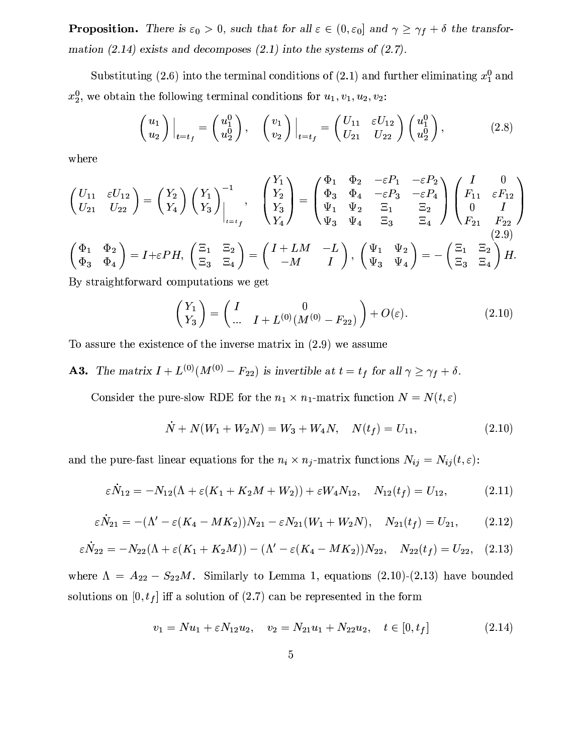**Proposition.** *There is $\varepsilon_0 > 0$, such that for all $\varepsilon \in (0, \varepsilon_0]$ and $\gamma \geq \gamma_f + \delta$ the transformation (2.14) exists and decomposes (2.1) into the systems of (2.7).*

Substituting (2.6) into the terminal conditions of (2.1) and further eliminating $x_1^0$ and $x_2^0$, we obtain the following terminal conditions for $u_1, v_1, u_2, v_2$:

$$\begin{pmatrix} u_1 \\ u_2 \end{pmatrix}\Big|_{t=t_f} = \begin{pmatrix} u_1^0 \\ u_2^0 \end{pmatrix}, \quad \begin{pmatrix} v_1 \\ v_2 \end{pmatrix}\Big|_{t=t_f} = \begin{pmatrix} U_{11} & \varepsilon U_{12} \\ U_{21} & U_{22} \end{pmatrix} \begin{pmatrix} u_1^0 \\ u_2^0 \end{pmatrix}, \tag{2.8}$$

where

$$\begin{pmatrix} U_{11} & \varepsilon U_{12} \\ U_{21} & U_{22} \end{pmatrix} = \begin{pmatrix} Y_2 \\ Y_4 \end{pmatrix} \begin{pmatrix} Y_1 \\ Y_3 \end{pmatrix}^{-1}\Bigg|_{t=t_f}, \quad \begin{pmatrix} Y_1 \\ Y_2 \\ Y_3 \\ Y_4 \end{pmatrix} = \begin{pmatrix} \Phi_1 & \Phi_2 & -\varepsilon P_1 & -\varepsilon P_2 \\ \Phi_3 & \Phi_4 & -\varepsilon P_3 & -\varepsilon P_4 \\ \Psi_1 & \Psi_2 & \Xi_1 & \Xi_2 \\ \Psi_3 & \Psi_4 & \Xi_3 & \Xi_4 \end{pmatrix} \begin{pmatrix} I & 0 \\ F_{11} & \varepsilon F_{12} \\ 0 & I \\ F_{21} & F_{22} \end{pmatrix} \tag{2.9}$$

$$\begin{pmatrix} \Phi_1 & \Phi_2 \\ \Phi_3 & \Phi_4 \end{pmatrix} = I + \varepsilon PH, \quad \begin{pmatrix} \Xi_1 & \Xi_2 \\ \Xi_3 & \Xi_4 \end{pmatrix} = \begin{pmatrix} I + LM & -L \\ -M & I \end{pmatrix}, \quad \begin{pmatrix} \Psi_1 & \Psi_2 \\ \Psi_3 & \Psi_4 \end{pmatrix} = -\begin{pmatrix} \Xi_1 & \Xi_2 \\ \Xi_3 & \Xi_4 \end{pmatrix} H.$$

By straightforward computations we get

$$\begin{pmatrix} Y_1 \\ Y_3 \end{pmatrix} = \begin{pmatrix} I & 0 \\ \ldots & I + L^{(0)}(M^{(0)} - F_{22}) \end{pmatrix} + O(\varepsilon). \tag{2.10}$$

To assure the existence of the inverse matrix in (2.9) we assume

**A3.** *The matrix $I + L^{(0)}(M^{(0)} - F_{22})$ is invertible at $t = t_f$ for all $\gamma \geq \gamma_f + \delta$.*

Consider the pure-slow RDE for the $n_1 \times n_1$-matrix function $N = N(t, \varepsilon)$

$$\dot{N} + N(W_1 + W_2 N) = W_3 + W_4 N, \quad N(t_f) = U_{11}, \tag{2.10}$$

and the pure-fast linear equations for the $n_i \times n_j$-matrix functions $N_{ij} = N_{ij}(t, \varepsilon)$:

$$\varepsilon \dot{N}_{12} = -N_{12}(\Lambda + \varepsilon(K_1 + K_2 M + W_2)) + \varepsilon W_4 N_{12}, \quad N_{12}(t_f) = U_{12}, \tag{2.11}$$

$$\varepsilon \dot{N}_{21} = -(\Lambda' - \varepsilon(K_4 - MK_2))N_{21} - \varepsilon N_{21}(W_1 + W_2 N), \quad N_{21}(t_f) = U_{21}, \tag{2.12}$$

$$\varepsilon \dot{N}_{22} = -N_{22}(\Lambda + \varepsilon(K_1 + K_2 M)) - (\Lambda' - \varepsilon(K_4 - MK_2))N_{22}, \quad N_{22}(t_f) = U_{22}, \tag{2.13}$$

where $\Lambda = A_{22} - S_{22}M$. Similarly to Lemma 1, equations (2.10)-(2.13) have bounded solutions on $[0, t_f]$ iff a solution of (2.7) can be represented in the form

$$v_1 = N u_1 + \varepsilon N_{12} u_2, \quad v_2 = N_{21} u_1 + N_{22} u_2, \quad t \in [0, t_f] \tag{2.14}$$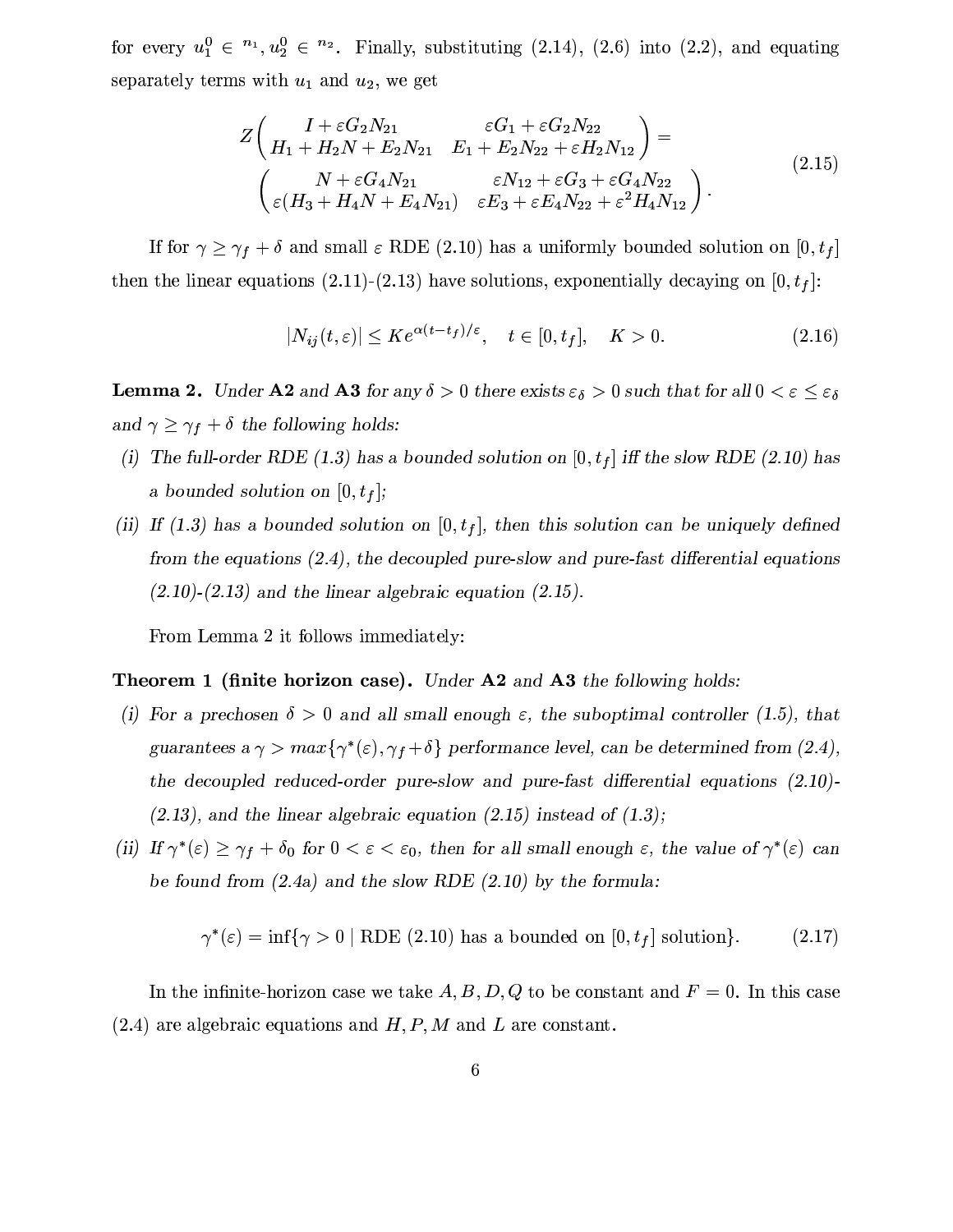for every $u_1^0 \in {}^{n_1}, u_2^0 \in {}^{n_2}$. Finally, substituting (2.14), (2.6) into (2.2), and equating separately terms with $u_1$ and $u_2$, we get

$$Z \begin{pmatrix} I + \varepsilon G_2 N_{21} & \varepsilon G_1 + \varepsilon G_2 N_{22} \\ H_1 + H_2 N + E_2 N_{21} & E_1 + E_2 N_{22} + \varepsilon H_2 N_{12} \end{pmatrix} = \begin{pmatrix} N + \varepsilon G_4 N_{21} & \varepsilon N_{12} + \varepsilon G_3 + \varepsilon G_4 N_{22} \\ \varepsilon (H_3 + H_4 N + E_4 N_{21}) & \varepsilon E_3 + \varepsilon E_4 N_{22} + \varepsilon^2 H_4 N_{12} \end{pmatrix}. \tag{2.15}$$

If for $\gamma \geq \gamma_f + \delta$ and small $\varepsilon$ RDE (2.10) has a uniformly bounded solution on $[0, t_f]$ then the linear equations (2.11)-(2.13) have solutions, exponentially decaying on $[0, t_f]$:

$$|N_{ij}(t, \varepsilon)| \leq K e^{\alpha(t - t_f)/\varepsilon}, \quad t \in [0, t_f], \quad K > 0. \tag{2.16}$$

**Lemma 2.** *Under* **A2** *and* **A3** *for any $\delta > 0$ there exists $\varepsilon_\delta > 0$ such that for all $0 < \varepsilon \leq \varepsilon_\delta$ and $\gamma \geq \gamma_f + \delta$ the following holds:*

*(i) The full-order RDE (1.3) has a bounded solution on $[0, t_f]$ iff the slow RDE (2.10) has a bounded solution on $[0, t_f]$;*

*(ii) If (1.3) has a bounded solution on $[0, t_f]$, then this solution can be uniquely defined from the equations (2.4), the decoupled pure-slow and pure-fast differential equations (2.10)-(2.13) and the linear algebraic equation (2.15).*

From Lemma 2 it follows immediately:

**Theorem 1 (finite horizon case).** *Under* **A2** *and* **A3** *the following holds:*

*(i) For a prechosen $\delta > 0$ and all small enough $\varepsilon$, the suboptimal controller (1.5), that guarantees a $\gamma > max\{\gamma^*(\varepsilon), \gamma_f + \delta\}$ performance level, can be determined from (2.4), the decoupled reduced-order pure-slow and pure-fast differential equations (2.10)-(2.13), and the linear algebraic equation (2.15) instead of (1.3);*

*(ii) If $\gamma^*(\varepsilon) \geq \gamma_f + \delta_0$ for $0 < \varepsilon < \varepsilon_0$, then for all small enough $\varepsilon$, the value of $\gamma^*(\varepsilon)$ can be found from (2.4a) and the slow RDE (2.10) by the formula:*

$$\gamma^*(\varepsilon) = \inf\{\gamma > 0 \mid \text{RDE (2.10) has a bounded on } [0, t_f] \text{ solution}\}. \tag{2.17}$$

In the infinite-horizon case we take $A, B, D, Q$ to be constant and $F = 0$. In this case (2.4) are algebraic equations and $H, P, M$ and $L$ are constant.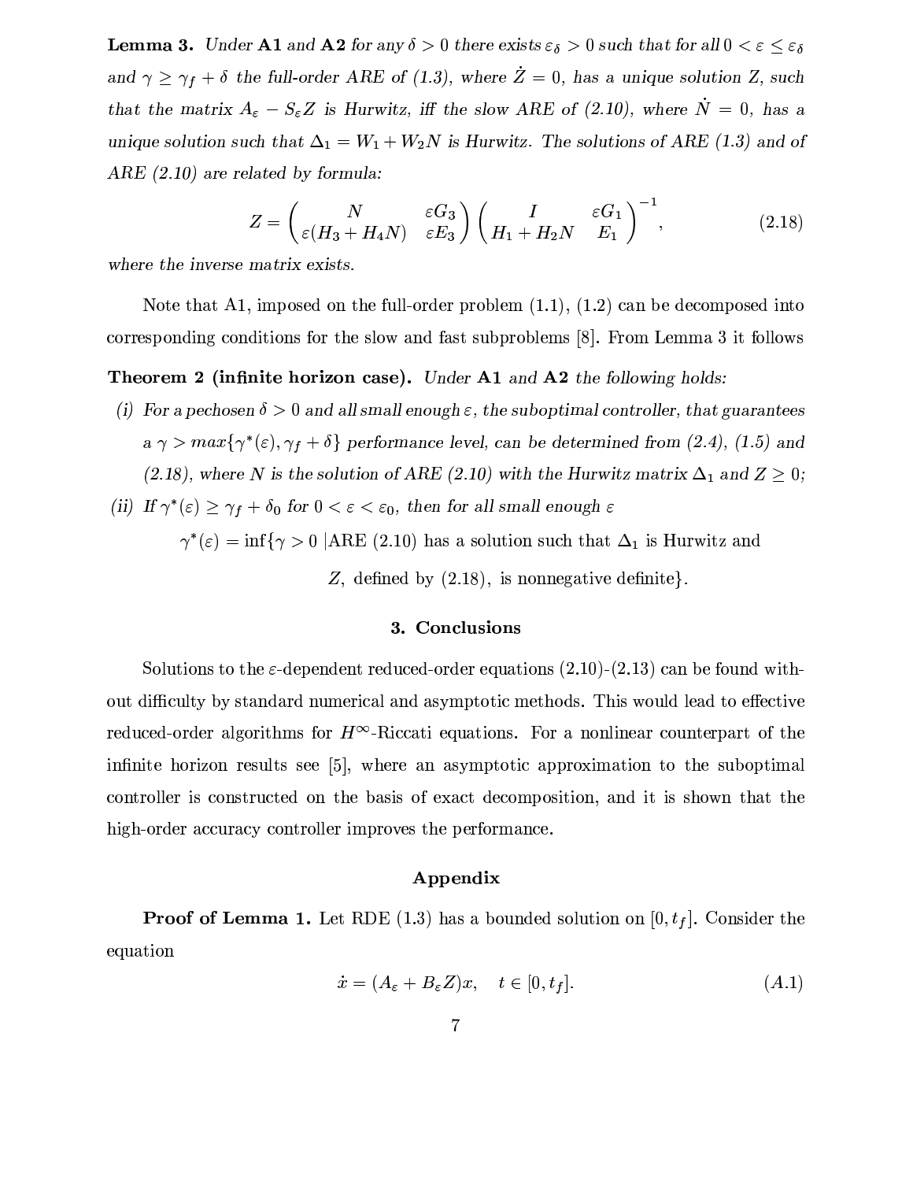**Lemma 3.** *Under* **A1** *and* **A2** *for any $\delta > 0$ there exists $\varepsilon_\delta > 0$ such that for all $0 < \varepsilon \le \varepsilon_\delta$ and $\gamma \ge \gamma_f + \delta$ the full-order ARE of (1.3), where $\dot{Z} = 0$, has a unique solution $Z$, such that the matrix $A_\varepsilon - S_\varepsilon Z$ is Hurwitz, iff the slow ARE of (2.10), where $\dot{N} = 0$, has a unique solution such that $\Delta_1 = W_1 + W_2 N$ is Hurwitz. The solutions of ARE (1.3) and of ARE (2.10) are related by formula:*

$$Z = \begin{pmatrix} N & \varepsilon G_3 \\ \varepsilon(H_3 + H_4 N) & \varepsilon E_3 \end{pmatrix} \begin{pmatrix} I & \varepsilon G_1 \\ H_1 + H_2 N & E_1 \end{pmatrix}^{-1}, \tag{2.18}$$

*where the inverse matrix exists.*

Note that A1, imposed on the full-order problem (1.1), (1.2) can be decomposed into corresponding conditions for the slow and fast subproblems [8]. From Lemma 3 it follows

**Theorem 2 (infinite horizon case).** *Under* **A1** *and* **A2** *the following holds:*

*(i) For a pechosen $\delta > 0$ and all small enough $\varepsilon$, the suboptimal controller, that guarantees a $\gamma > max\{\gamma^*(\varepsilon), \gamma_f + \delta\}$ performance level, can be determined from (2.4), (1.5) and (2.18), where $N$ is the solution of ARE (2.10) with the Hurwitz matrix $\Delta_1$ and $Z \ge 0$;*

*(ii) If $\gamma^*(\varepsilon) \ge \gamma_f + \delta_0$ for $0 < \varepsilon < \varepsilon_0$, then for all small enough $\varepsilon$*

$$\gamma^*(\varepsilon) = \inf\{\gamma > 0 \;|\text{ARE (2.10) has a solution such that } \Delta_1 \text{ is Hurwitz and } Z, \text{ defined by (2.18), is nonnegative definite}\}.$$

## 3. Conclusions

Solutions to the $\varepsilon$-dependent reduced-order equations (2.10)-(2.13) can be found without difficulty by standard numerical and asymptotic methods. This would lead to effective reduced-order algorithms for $H^\infty$-Riccati equations. For a nonlinear counterpart of the infinite horizon results see [5], where an asymptotic approximation to the suboptimal controller is constructed on the basis of exact decomposition, and it is shown that the high-order accuracy controller improves the performance.

## Appendix

**Proof of Lemma 1.** Let RDE (1.3) has a bounded solution on $[0, t_f]$. Consider the equation

$$\dot{x} = (A_\varepsilon + B_\varepsilon Z)x, \quad t \in [0, t_f]. \tag{A.1}$$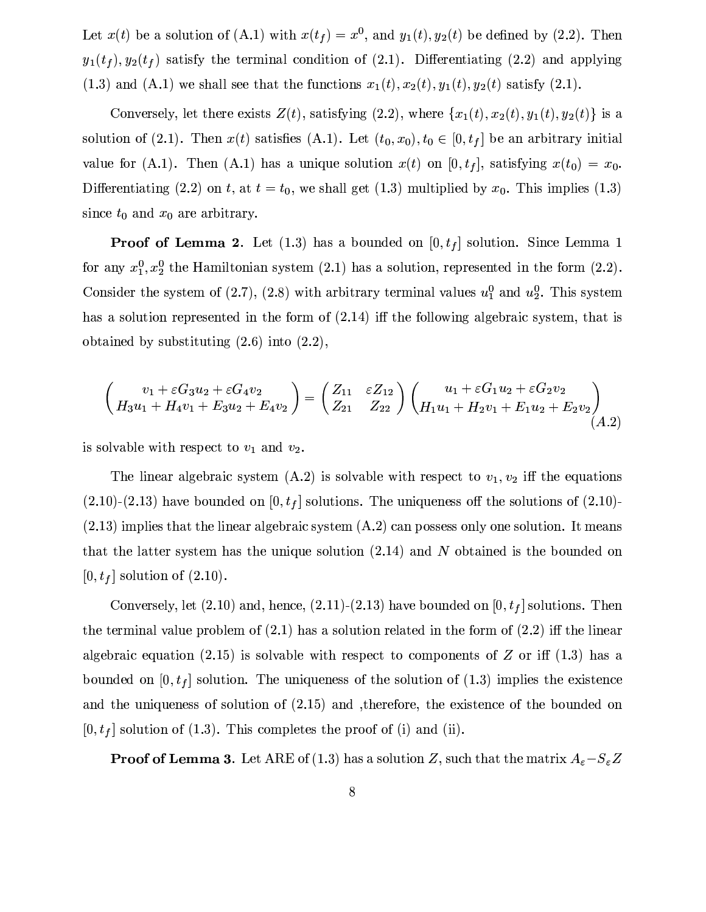Let $x(t)$ be a solution of (A.1) with $x(t_f) = x^0$, and $y_1(t), y_2(t)$ be defined by (2.2). Then $y_1(t_f), y_2(t_f)$ satisfy the terminal condition of (2.1). Differentiating (2.2) and applying (1.3) and (A.1) we shall see that the functions $x_1(t), x_2(t), y_1(t), y_2(t)$ satisfy (2.1).

Conversely, let there exists $Z(t)$, satisfying (2.2), where $\{x_1(t), x_2(t), y_1(t), y_2(t)\}$ is a solution of (2.1). Then $x(t)$ satisfies (A.1). Let $(t_0, x_0), t_0 \in [0, t_f]$ be an arbitrary initial value for (A.1). Then (A.1) has a unique solution $x(t)$ on $[0, t_f]$, satisfying $x(t_0) = x_0$. Differentiating (2.2) on $t$, at $t = t_0$, we shall get (1.3) multiplied by $x_0$. This implies (1.3) since $t_0$ and $x_0$ are arbitrary.

**Proof of Lemma 2**. Let (1.3) has a bounded on $[0, t_f]$ solution. Since Lemma 1 for any $x_1^0, x_2^0$ the Hamiltonian system (2.1) has a solution, represented in the form (2.2). Consider the system of (2.7), (2.8) with arbitrary terminal values $u_1^0$ and $u_2^0$. This system has a solution represented in the form of (2.14) iff the following algebraic system, that is obtained by substituting (2.6) into (2.2),

$$\begin{pmatrix} v_1 + \varepsilon G_3 u_2 + \varepsilon G_4 v_2 \\ H_3 u_1 + H_4 v_1 + E_3 u_2 + E_4 v_2 \end{pmatrix} = \begin{pmatrix} Z_{11} & \varepsilon Z_{12} \\ Z_{21} & Z_{22} \end{pmatrix} \begin{pmatrix} u_1 + \varepsilon G_1 u_2 + \varepsilon G_2 v_2 \\ H_1 u_1 + H_2 v_1 + E_1 u_2 + E_2 v_2 \end{pmatrix} \tag{A.2}$$

is solvable with respect to $v_1$ and $v_2$.

The linear algebraic system (A.2) is solvable with respect to $v_1, v_2$ iff the equations (2.10)-(2.13) have bounded on $[0, t_f]$ solutions. The uniqueness off the solutions of (2.10)-(2.13) implies that the linear algebraic system (A.2) can possess only one solution. It means that the latter system has the unique solution (2.14) and $N$ obtained is the bounded on $[0, t_f]$ solution of (2.10).

Conversely, let (2.10) and, hence, (2.11)-(2.13) have bounded on $[0, t_f]$ solutions. Then the terminal value problem of (2.1) has a solution related in the form of (2.2) iff the linear algebraic equation (2.15) is solvable with respect to components of $Z$ or iff (1.3) has a bounded on $[0, t_f]$ solution. The uniqueness of the solution of (1.3) implies the existence and the uniqueness of solution of (2.15) and ,therefore, the existence of the bounded on $[0, t_f]$ solution of (1.3). This completes the proof of (i) and (ii).

**Proof of Lemma 3.** Let ARE of (1.3) has a solution $Z$, such that the matrix $A_\varepsilon - S_\varepsilon Z$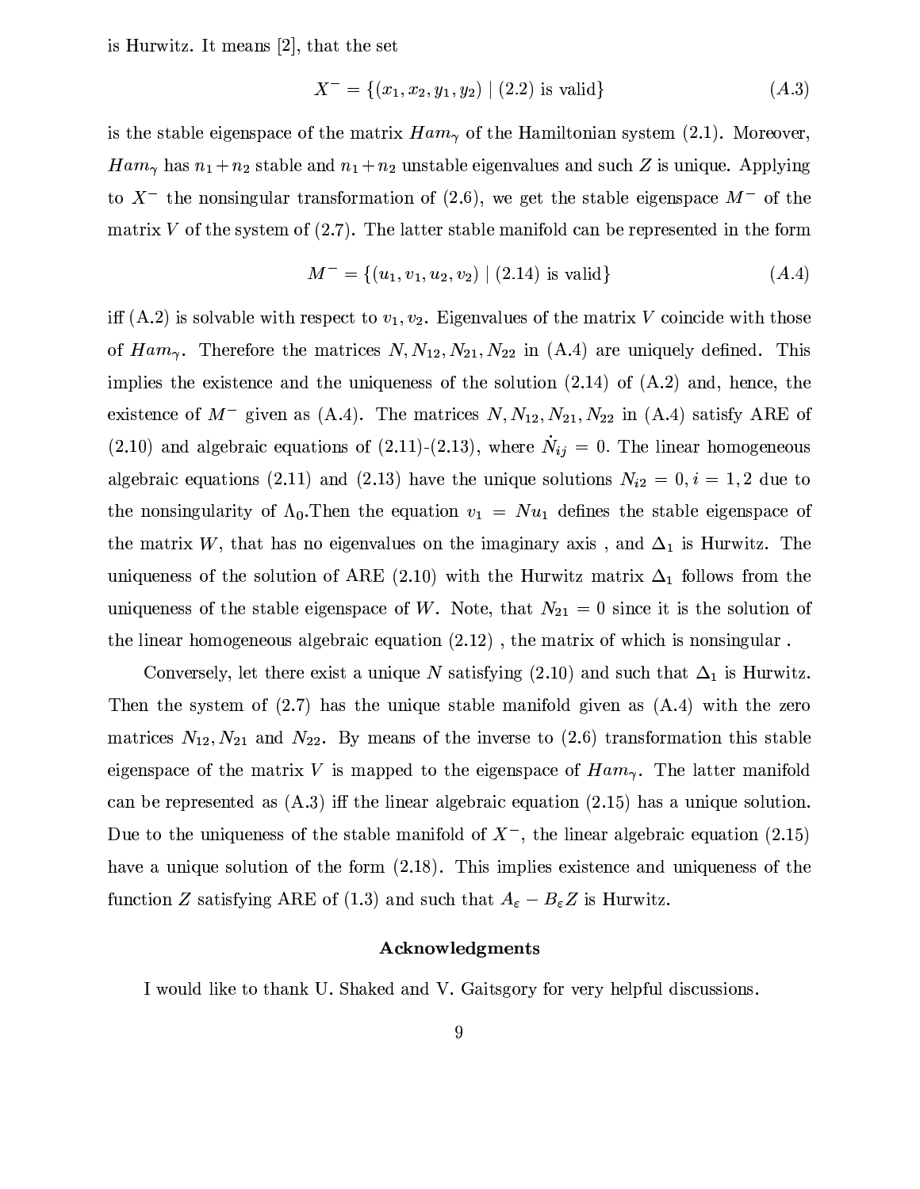is Hurwitz. It means [2], that the set

$$X^- = \{(x_1, x_2, y_1, y_2) \mid (2.2) \text{ is valid}\} \tag{A.3}$$

is the stable eigenspace of the matrix $Ham_\gamma$ of the Hamiltonian system (2.1). Moreover, $Ham_\gamma$ has $n_1+n_2$ stable and $n_1+n_2$ unstable eigenvalues and such $Z$ is unique. Applying to $X^-$ the nonsingular transformation of (2.6), we get the stable eigenspace $M^-$ of the matrix $V$ of the system of (2.7). The latter stable manifold can be represented in the form

$$M^- = \{(u_1, v_1, u_2, v_2) \mid (2.14) \text{ is valid}\} \tag{A.4}$$

iff (A.2) is solvable with respect to $v_1, v_2$. Eigenvalues of the matrix $V$ coincide with those of $Ham_\gamma$. Therefore the matrices $N, N_{12}, N_{21}, N_{22}$ in (A.4) are uniquely defined. This implies the existence and the uniqueness of the solution (2.14) of (A.2) and, hence, the existence of $M^-$ given as (A.4). The matrices $N, N_{12}, N_{21}, N_{22}$ in (A.4) satisfy ARE of (2.10) and algebraic equations of (2.11)-(2.13), where $\dot{N}_{ij} = 0$. The linear homogeneous algebraic equations (2.11) and (2.13) have the unique solutions $N_{i2} = 0, i = 1, 2$ due to the nonsingularity of $\Lambda_0$.Then the equation $v_1 = Nu_1$ defines the stable eigenspace of the matrix $W$, that has no eigenvalues on the imaginary axis , and $\Delta_1$ is Hurwitz. The uniqueness of the solution of ARE (2.10) with the Hurwitz matrix $\Delta_1$ follows from the uniqueness of the stable eigenspace of $W$. Note, that $N_{21} = 0$ since it is the solution of the linear homogeneous algebraic equation (2.12) , the matrix of which is nonsingular .

Conversely, let there exist a unique $N$ satisfying (2.10) and such that $\Delta_1$ is Hurwitz. Then the system of (2.7) has the unique stable manifold given as (A.4) with the zero matrices $N_{12}, N_{21}$ and $N_{22}$. By means of the inverse to (2.6) transformation this stable eigenspace of the matrix $V$ is mapped to the eigenspace of $Ham_\gamma$. The latter manifold can be represented as (A.3) iff the linear algebraic equation (2.15) has a unique solution. Due to the uniqueness of the stable manifold of $X^-$, the linear algebraic equation (2.15) have a unique solution of the form (2.18). This implies existence and uniqueness of the function $Z$ satisfying ARE of (1.3) and such that $A_\varepsilon - B_\varepsilon Z$ is Hurwitz.

## Acknowledgments

I would like to thank U. Shaked and V. Gaitsgory for very helpful discussions.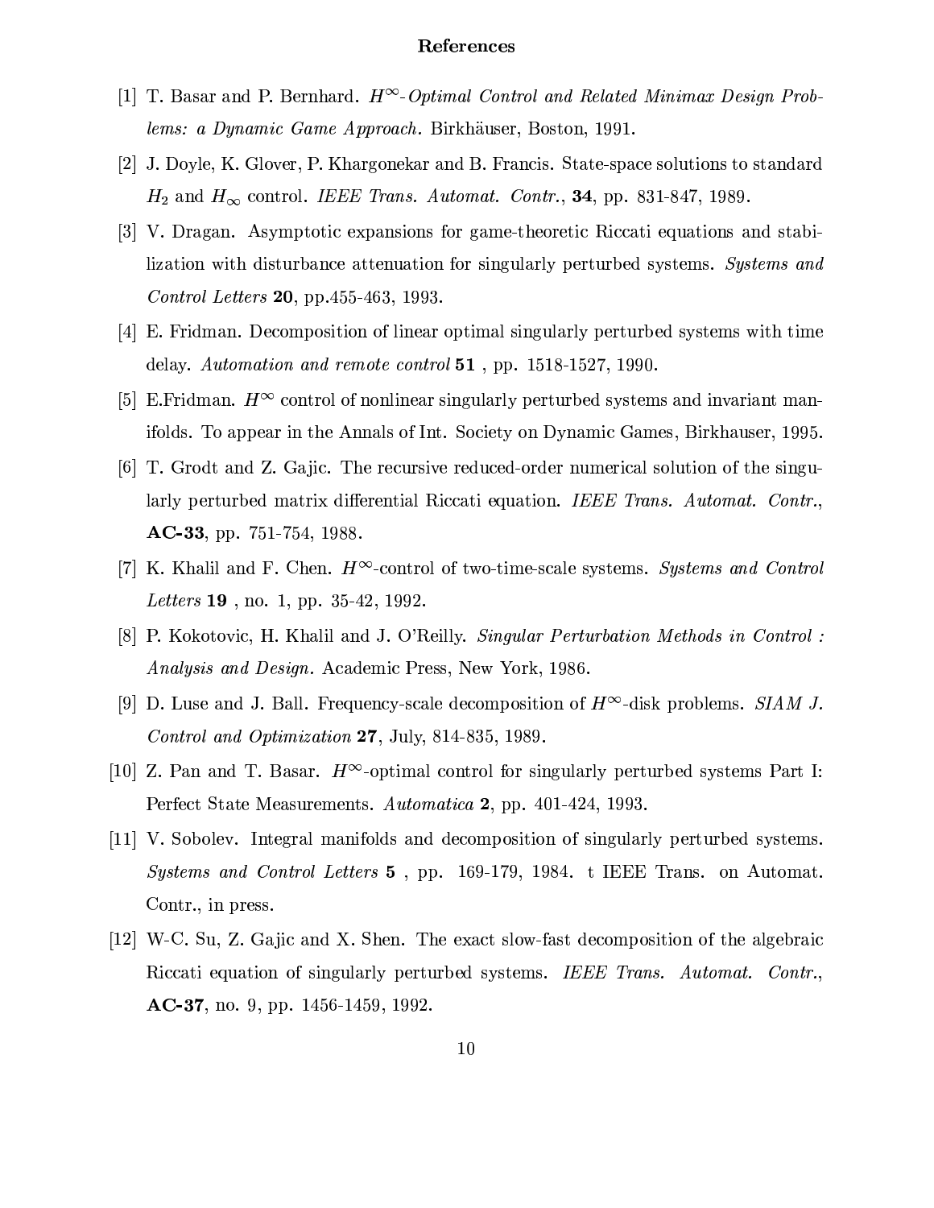# References

[1] T. Basar and P. Bernhard. *$H^\infty$-Optimal Control and Related Minimax Design Problems: a Dynamic Game Approach.* Birkhäuser, Boston, 1991.

[2] J. Doyle, K. Glover, P. Khargonekar and B. Francis. State-space solutions to standard $H_2$ and $H_\infty$ control. *IEEE Trans. Automat. Contr.*, **34**, pp. 831-847, 1989.

[3] V. Dragan. Asymptotic expansions for game-theoretic Riccati equations and stabilization with disturbance attenuation for singularly perturbed systems. *Systems and Control Letters* **20**, pp.455-463, 1993.

[4] E. Fridman. Decomposition of linear optimal singularly perturbed systems with time delay. *Automation and remote control* **51** , pp. 1518-1527, 1990.

[5] E.Fridman. $H^\infty$ control of nonlinear singularly perturbed systems and invariant manifolds. To appear in the Annals of Int. Society on Dynamic Games, Birkhauser, 1995.

[6] T. Grodt and Z. Gajic. The recursive reduced-order numerical solution of the singularly perturbed matrix differential Riccati equation. *IEEE Trans. Automat. Contr.*, **AC-33**, pp. 751-754, 1988.

[7] K. Khalil and F. Chen. $H^\infty$-control of two-time-scale systems. *Systems and Control Letters* **19** , no. 1, pp. 35-42, 1992.

[8] P. Kokotovic, H. Khalil and J. O'Reilly. *Singular Perturbation Methods in Control : Analysis and Design.* Academic Press, New York, 1986.

[9] D. Luse and J. Ball. Frequency-scale decomposition of $H^\infty$-disk problems. *SIAM J. Control and Optimization* **27**, July, 814-835, 1989.

[10] Z. Pan and T. Basar. $H^\infty$-optimal control for singularly perturbed systems Part I: Perfect State Measurements. *Automatica* **2**, pp. 401-424, 1993.

[11] V. Sobolev. Integral manifolds and decomposition of singularly perturbed systems. *Systems and Control Letters* **5** , pp. 169-179, 1984. t IEEE Trans. on Automat. Contr., in press.

[12] W-C. Su, Z. Gajic and X. Shen. The exact slow-fast decomposition of the algebraic Riccati equation of singularly perturbed systems. *IEEE Trans. Automat. Contr.*, **AC-37**, no. 9, pp. 1456-1459, 1992.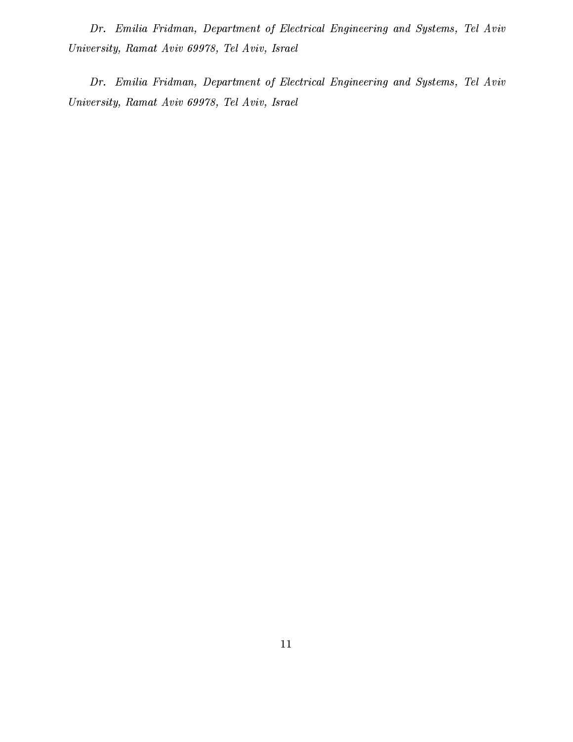*Dr. Emilia Fridman, Department of Electrical Engineering and Systems, Tel Aviv University, Ramat Aviv 69978, Tel Aviv, Israel*

*Dr. Emilia Fridman, Department of Electrical Engineering and Systems, Tel Aviv University, Ramat Aviv 69978, Tel Aviv, Israel*